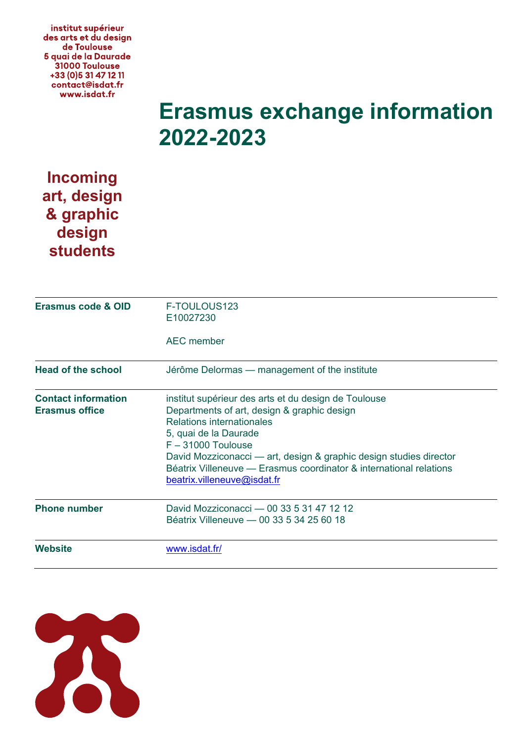institut supérieur des arts et du design de Toulouse
5 quai de la Daurade
31000 Toulouse
+33 (0)5 31 47 12 11
contact@isdat.fr
www.isdat.fr

# Erasmus exchange information 2022-2023

## Incoming art, design & graphic design students

| | |
|---|---|
| **Erasmus code & OID** | F-TOULOUS123<br>E10027230<br><br>AEC member |
| **Head of the school** | Jérôme Delormas — management of the institute |
| **Contact information Erasmus office** | institut supérieur des arts et du design de Toulouse<br>Departments of art, design & graphic design<br>Relations internationales<br>5, quai de la Daurade<br>F – 31000 Toulouse<br>David Mozziconacci — art, design & graphic design studies director<br>Béatrix Villeneuve — Erasmus coordinator & international relations<br>beatrix.villeneuve@isdat.fr |
| **Phone number** | David Mozziconacci — 00 33 5 31 47 12 12<br>Béatrix Villeneuve — 00 33 5 34 25 60 18 |
| **Website** | www.isdat.fr/ |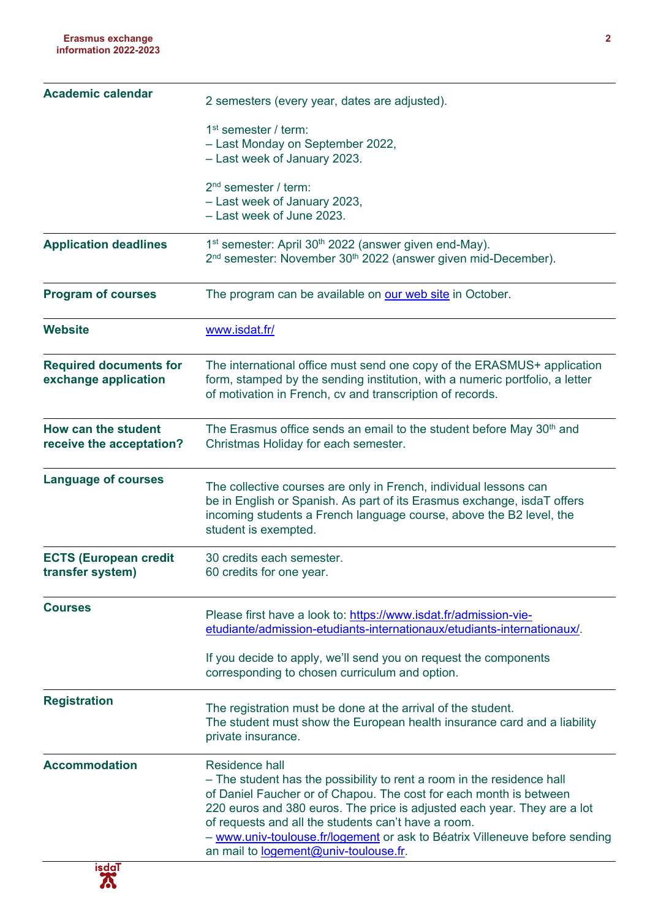| | |
|---|---|
| **Academic calendar** | 2 semesters (every year, dates are adjusted).<br><br>1st semester / term:<br>– Last Monday on September 2022,<br>– Last week of January 2023.<br><br>2nd semester / term:<br>– Last week of January 2023,<br>– Last week of June 2023. |
| **Application deadlines** | 1st semester: April 30th 2022 (answer given end-May).<br>2nd semester: November 30th 2022 (answer given mid-December). |
| **Program of courses** | The program can be available on [our web site]() in October. |
| **Website** | [www.isdat.fr/](www.isdat.fr/) |
| **Required documents for exchange application** | The international office must send one copy of the ERASMUS+ application form, stamped by the sending institution, with a numeric portfolio, a letter of motivation in French, cv and transcription of records. |
| **How can the student receive the acceptation?** | The Erasmus office sends an email to the student before May 30th and Christmas Holiday for each semester. |
| **Language of courses** | The collective courses are only in French, individual lessons can be in English or Spanish. As part of its Erasmus exchange, isdaT offers incoming students a French language course, above the B2 level, the student is exempted. |
| **ECTS (European credit transfer system)** | 30 credits each semester.<br>60 credits for one year. |
| **Courses** | Please first have a look to: [https://www.isdat.fr/admission-vie-etudiante/admission-etudiants-internationaux/etudiants-internationaux/](https://www.isdat.fr/admission-vie-etudiante/admission-etudiants-internationaux/etudiants-internationaux/).<br><br>If you decide to apply, we'll send you on request the components corresponding to chosen curriculum and option. |
| **Registration** | The registration must be done at the arrival of the student.<br>The student must show the European health insurance card and a liability private insurance. |
| **Accommodation** | Residence hall<br>– The student has the possibility to rent a room in the residence hall of Daniel Faucher or of Chapou. The cost for each month is between 220 euros and 380 euros. The price is adjusted each year. They are a lot of requests and all the students can't have a room.<br>– [www.univ-toulouse.fr/logement](www.univ-toulouse.fr/logement) or ask to Béatrix Villeneuve before sending an mail to [logement@univ-toulouse.fr](mailto:logement@univ-toulouse.fr). |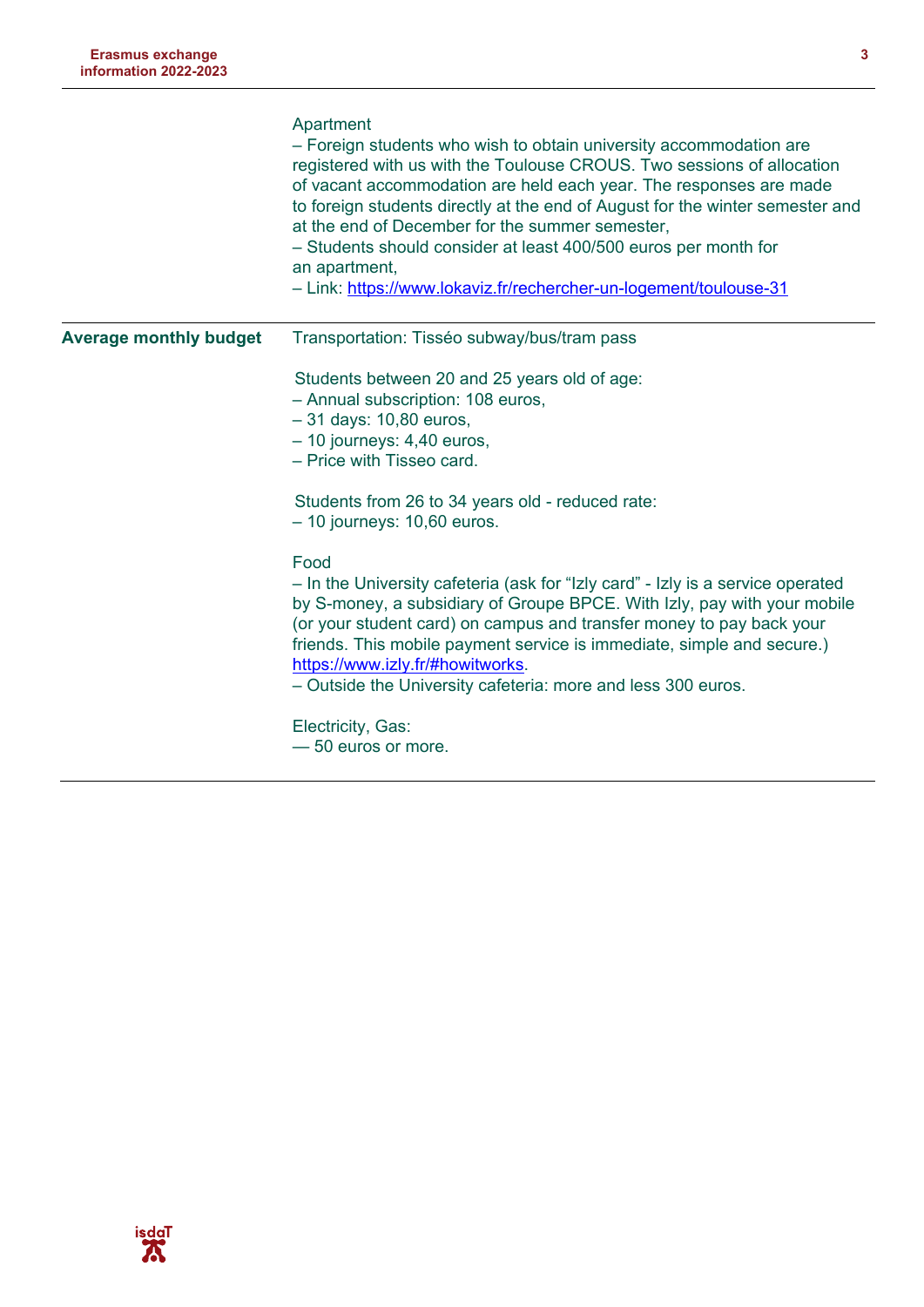Apartment

– Foreign students who wish to obtain university accommodation are registered with us with the Toulouse CROUS. Two sessions of allocation of vacant accommodation are held each year. The responses are made to foreign students directly at the end of August for the winter semester and at the end of December for the summer semester,

– Students should consider at least 400/500 euros per month for an apartment,

– Link: [https://www.lokaviz.fr/rechercher-un-logement/toulouse-31](https://www.lokaviz.fr/rechercher-un-logement/toulouse-31)

**Average monthly budget**

Transportation: Tisséo subway/bus/tram pass

Students between 20 and 25 years old of age:

– Annual subscription: 108 euros,

– 31 days: 10,80 euros,

– 10 journeys: 4,40 euros,

– Price with Tisseo card.

Students from 26 to 34 years old - reduced rate:

– 10 journeys: 10,60 euros.

Food

– In the University cafeteria (ask for “Izly card” - Izly is a service operated by S-money, a subsidiary of Groupe BPCE. With Izly, pay with your mobile (or your student card) on campus and transfer money to pay back your friends. This mobile payment service is immediate, simple and secure.) [https://www.izly.fr/#howitworks](https://www.izly.fr/#howitworks).

– Outside the University cafeteria: more and less 300 euros.

Electricity, Gas:

— 50 euros or more.